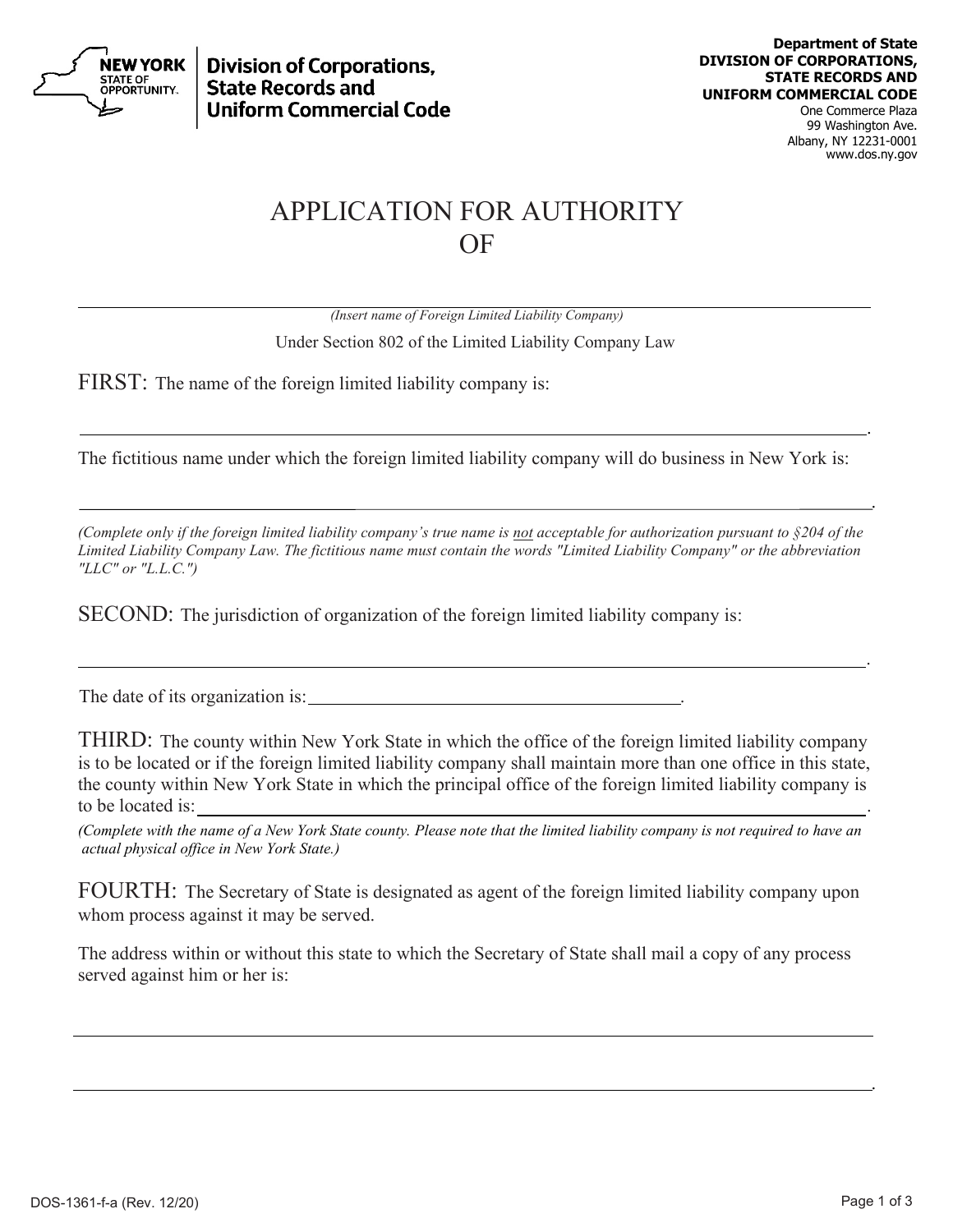**New York State | Division of Corporations, State Records and Uniform Commercial Code**

**Department of State**
**DIVISION OF CORPORATIONS, STATE RECORDS AND UNIFORM COMMERCIAL CODE**
One Commerce Plaza
99 Washington Ave.
Albany, NY 12231-0001
www.dos.ny.gov

# APPLICATION FOR AUTHORITY OF

______________________________________________
*(Insert name of Foreign Limited Liability Company)*

Under Section 802 of the Limited Liability Company Law

**FIRST:** The name of the foreign limited liability company is:

______________________________________________.

The fictitious name under which the foreign limited liability company will do business in New York is:

______________________________________________.

*(Complete only if the foreign limited liability company's true name is not acceptable for authorization pursuant to §204 of the Limited Liability Company Law. The fictitious name must contain the words "Limited Liability Company" or the abbreviation "LLC" or "L.L.C.")*

**SECOND:** The jurisdiction of organization of the foreign limited liability company is:

______________________________________________.

The date of its organization is: ______________________.

**THIRD:** The county within New York State in which the office of the foreign limited liability company is to be located or if the foreign limited liability company shall maintain more than one office in this state, the county within New York State in which the principal office of the foreign limited liability company is to be located is: ______________________.

*(Complete with the name of a New York State county. Please note that the limited liability company is not required to have an actual physical office in New York State.)*

**FOURTH:** The Secretary of State is designated as agent of the foreign limited liability company upon whom process against it may be served.

The address within or without this state to which the Secretary of State shall mail a copy of any process served against him or her is:

______________________________________________

______________________________________________.

DOS-1361-f-a (Rev. 12/20)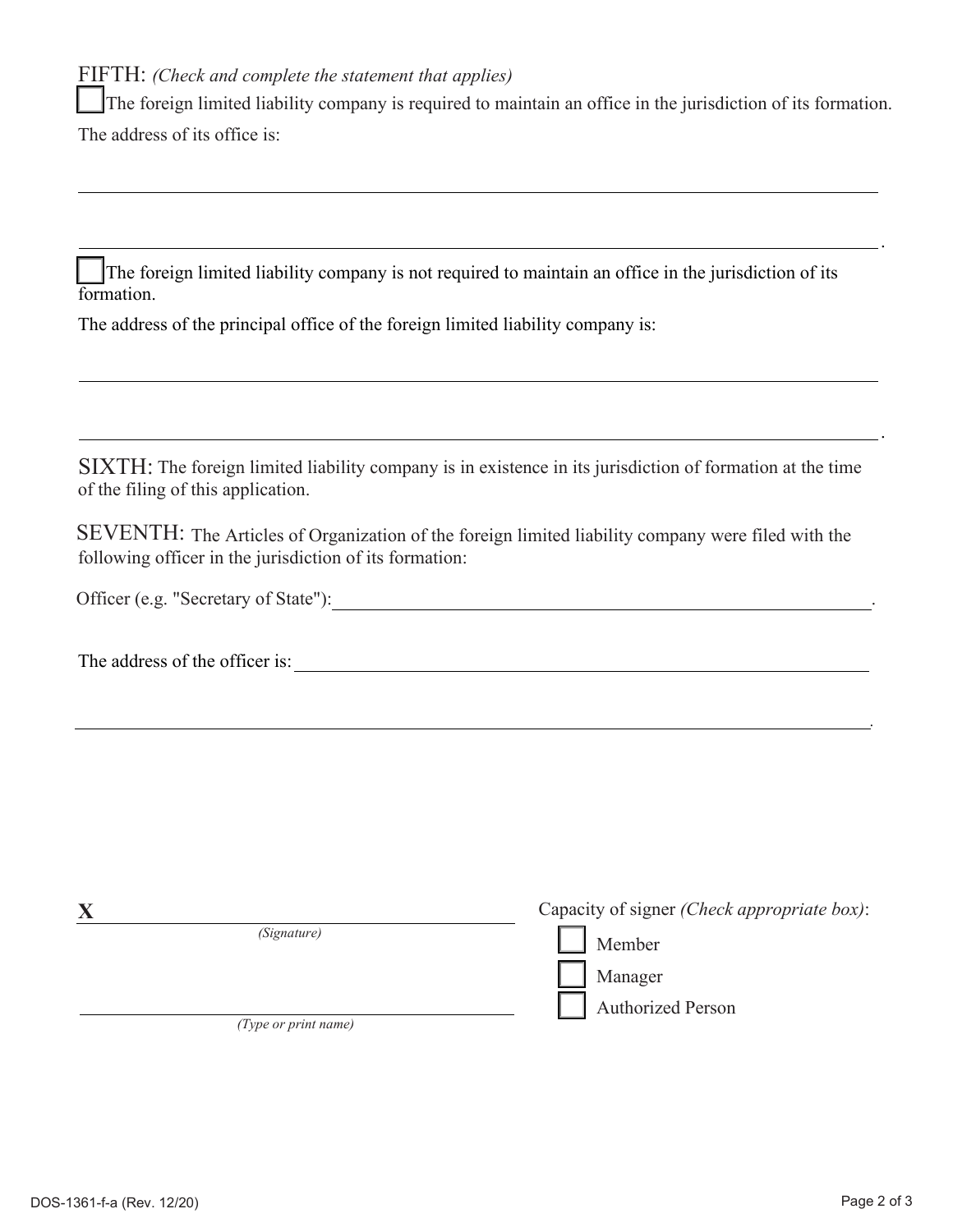FIFTH: *(Check and complete the statement that applies)*

☐ The foreign limited liability company is required to maintain an office in the jurisdiction of its formation.

The address of its office is:

______________________________________________________________________

______________________________________________________________________.

☐ The foreign limited liability company is not required to maintain an office in the jurisdiction of its formation.

The address of the principal office of the foreign limited liability company is:

______________________________________________________________________

______________________________________________________________________.

SIXTH: The foreign limited liability company is in existence in its jurisdiction of formation at the time of the filing of this application.

SEVENTH: The Articles of Organization of the foreign limited liability company were filed with the following officer in the jurisdiction of its formation:

Officer (e.g. "Secretary of State"): ____________________________________________.

The address of the officer is: ________________________________________________

______________________________________________________________________.

**X** ______________________________________
*(Signature)*

______________________________________
*(Type or print name)*

Capacity of signer *(Check appropriate box)*:

☐ Member

☐ Manager

☐ Authorized Person

DOS-1361-f-a (Rev. 12/20)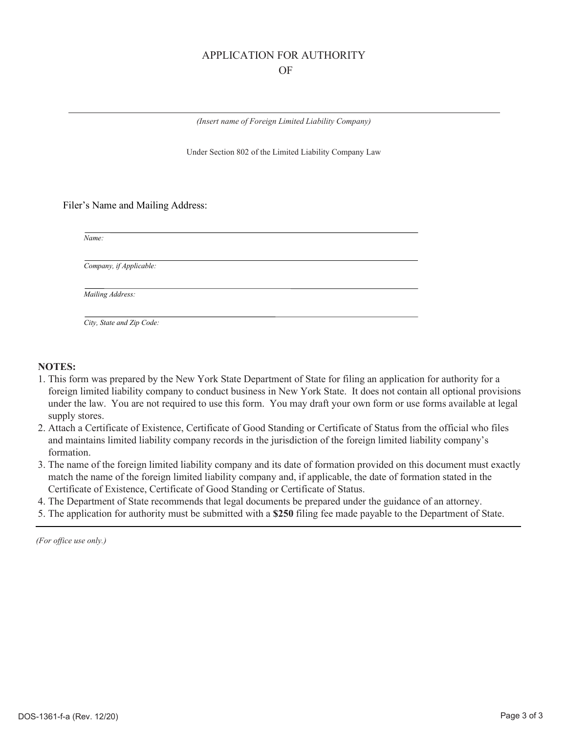# APPLICATION FOR AUTHORITY
# OF

_______________________________________________

*(Insert name of Foreign Limited Liability Company)*

Under Section 802 of the Limited Liability Company Law

Filer's Name and Mailing Address:

_______________________________________________
*Name:*

_______________________________________________
*Company, if Applicable:*

_______________________________________________
*Mailing Address:*

_______________________________________________
*City, State and Zip Code:*

**NOTES:**

1. This form was prepared by the New York State Department of State for filing an application for authority for a foreign limited liability company to conduct business in New York State. It does not contain all optional provisions under the law. You are not required to use this form. You may draft your own form or use forms available at legal supply stores.
2. Attach a Certificate of Existence, Certificate of Good Standing or Certificate of Status from the official who files and maintains limited liability company records in the jurisdiction of the foreign limited liability company's formation.
3. The name of the foreign limited liability company and its date of formation provided on this document must exactly match the name of the foreign limited liability company and, if applicable, the date of formation stated in the Certificate of Existence, Certificate of Good Standing or Certificate of Status.
4. The Department of State recommends that legal documents be prepared under the guidance of an attorney.
5. The application for authority must be submitted with a **$250** filing fee made payable to the Department of State.

---

*(For office use only.)*

DOS-1361-f-a (Rev. 12/20)